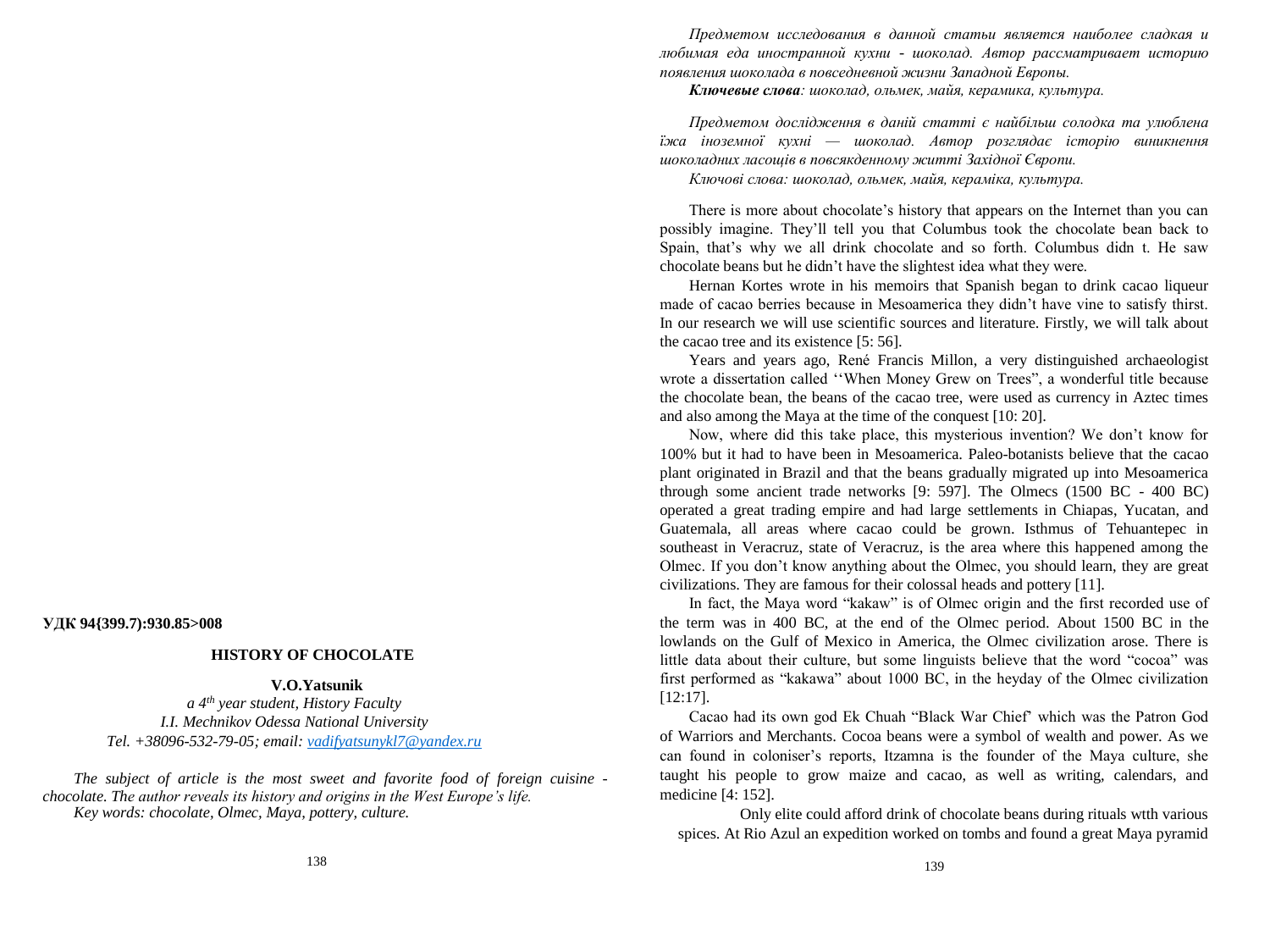УДК 94{399.7):930.85>008

# HISTORY OF CHOCOLATE

**V.O.Yatsunik**

*a 4th year student, History Faculty*
*I.I. Mechnikov Odessa National University*
*Tel. +38096-532-79-05; email: vadifyatsunykl7@yandex.ru*

*The subject of article is the most sweet and favorite food of foreign cuisine - chocolate. The author reveals its history and origins in the West Europe's life.*

*Key words: chocolate, Olmec, Maya, pottery, culture.*

*Предметом исследования в данной статьи является наиболее сладкая и любимая еда иностранной кухни - шоколад. Автор рассматривает историю появления шоколада в повседневной жизни Западной Европы.*

***Ключевые слова**: шоколад, ольмек, майя, керамика, культура.*

*Предметом дослідження в даній статті є найбільш солодка та улюблена їжа іноземної кухні — шоколад. Автор розглядає історію виникнення шоколадних ласощів в повсякденному житті Західної Європи.*

*Ключові слова: шоколад, ольмек, майя, кераміка, культура.*

There is more about chocolate's history that appears on the Internet than you can possibly imagine. They'll tell you that Columbus took the chocolate bean back to Spain, that's why we all drink chocolate and so forth. Columbus didn t. He saw chocolate beans but he didn't have the slightest idea what they were.

Hernan Kortes wrote in his memoirs that Spanish began to drink cacao liqueur made of cacao berries because in Mesoamerica they didn't have vine to satisfy thirst. In our research we will use scientific sources and literature. Firstly, we will talk about the cacao tree and its existence [5: 56].

Years and years ago, René Francis Millon, a very distinguished archaeologist wrote a dissertation called ''When Money Grew on Trees", a wonderful title because the chocolate bean, the beans of the cacao tree, were used as currency in Aztec times and also among the Maya at the time of the conquest [10: 20].

Now, where did this take place, this mysterious invention? We don't know for 100% but it had to have been in Mesoamerica. Paleo-botanists believe that the cacao plant originated in Brazil and that the beans gradually migrated up into Mesoamerica through some ancient trade networks [9: 597]. The Olmecs (1500 BC - 400 BC) operated a great trading empire and had large settlements in Chiapas, Yucatan, and Guatemala, all areas where cacao could be grown. Isthmus of Tehuantepec in southeast in Veracruz, state of Veracruz, is the area where this happened among the Olmec. If you don't know anything about the Olmec, you should learn, they are great civilizations. They are famous for their colossal heads and pottery [11].

In fact, the Maya word "kakaw" is of Olmec origin and the first recorded use of the term was in 400 BC, at the end of the Olmec period. About 1500 BC in the lowlands on the Gulf of Mexico in America, the Olmec civilization arose. There is little data about their culture, but some linguists believe that the word "cocoa" was first performed as "kakawa" about 1000 BC, in the heyday of the Olmec civilization [12:17].

Cacao had its own god Ek Chuah "Black War Chief' which was the Patron God of Warriors and Merchants. Cocoa beans were a symbol of wealth and power. As we can found in coloniser's reports, Itzamna is the founder of the Maya culture, she taught his people to grow maize and cacao, as well as writing, calendars, and medicine [4: 152].

Only elite could afford drink of chocolate beans during rituals wtth various spices. At Rio Azul an expedition worked on tombs and found a great Maya pyramid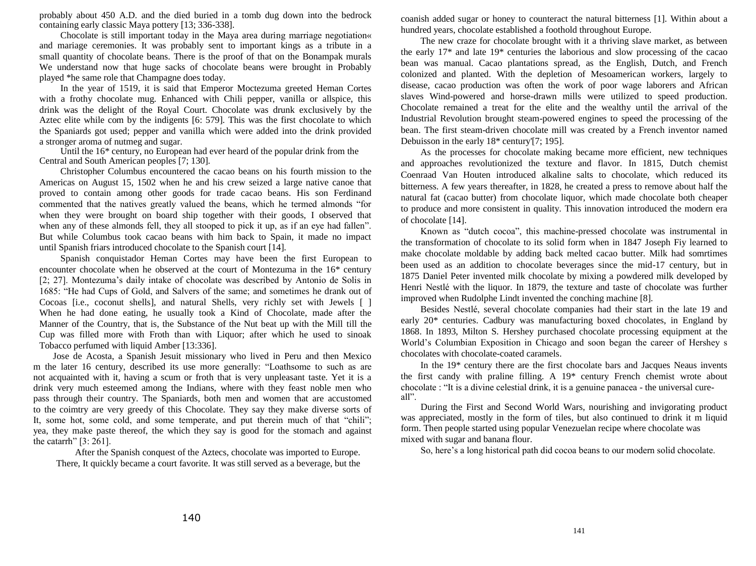probably about 450 A.D. and the died buried in a tomb dug down into the bedrock containing early classic Maya pottery [13; 336-338].

Chocolate is still important today in the Maya area during marriage negotiation« and mariage ceremonies. It was probably sent to important kings as a tribute in a small quantity of chocolate beans. There is the proof of that on the Bonampak murals We understand now that huge sacks of chocolate beans were brought in Probably played *he same role that Champagne does today.

In the year of 1519, it is said that Emperor Moctezuma greeted Heman Cortes with a frothy chocolate mug. Enhanced with Chili pepper, vanilla or allspice, this drink was the delight of the Royal Court. Chocolate was drunk exclusively by the Aztec elite while com by the indigents [6: 579]. This was the first chocolate to which the Spaniards got used; pepper and vanilla which were added into the drink provided a stronger aroma of nutmeg and sugar.

Until the 16* century, no European had ever heard of the popular drink from the Central and South American peoples [7; 130].

Christopher Columbus encountered the cacao beans on his fourth mission to the Americas on August 15, 1502 when he and his crew seized a large native canoe that proved to contain among other goods for trade cacao beans. His son Ferdinand commented that the natives greatly valued the beans, which he termed almonds "for when they were brought on board ship together with their goods, I observed that when any of these almonds fell, they all stooped to pick it up, as if an eye had fallen". But while Columbus took cacao beans with him back to Spain, it made no impact until Spanish friars introduced chocolate to the Spanish court [14].

Spanish conquistador Heman Cortes may have been the first European to encounter chocolate when he observed at the court of Montezuma in the 16* century [2; 27]. Montezuma's daily intake of chocolate was described by Antonio de Solis in 1685: "He had Cups of Gold, and Salvers of the same; and sometimes he drank out of Cocoas [i.e., coconut shells], and natural Shells, very richly set with Jewels [ ] When he had done eating, he usually took a Kind of Chocolate, made after the Manner of the Country, that is, the Substance of the Nut beat up with the Mill till the Cup was filled more with Froth than with Liquor; after which he used to sinoak Tobacco perfumed with liquid Amber [13:336].

Jose de Acosta, a Spanish Jesuit missionary who lived in Peru and then Mexico m the later 16 century, described its use more generally: "Loathsome to such as are not acquainted with it, having a scum or froth that is very unpleasant taste. Yet it is a drink very much esteemed among the Indians, where with they feast noble men who pass through their country. The Spaniards, both men and women that are accustomed to the coimtry are very greedy of this Chocolate. They say they make diverse sorts of It, some hot, some cold, and some temperate, and put therein much of that "chili"; yea, they make paste thereof, the which they say is good for the stomach and against the catarrh" [3: 261].

After the Spanish conquest of the Aztecs, chocolate was imported to Europe. There, It quickly became a court favorite. It was still served as a beverage, but the coanish added sugar or honey to counteract the natural bitterness [1]. Within about a hundred years, chocolate established a foothold throughout Europe.

The new craze for chocolate brought with it a thriving slave market, as between the early 17* and late 19* centuries the laborious and slow processing of the cacao bean was manual. Cacao plantations spread, as the English, Dutch, and French colonized and planted. With the depletion of Mesoamerican workers, largely to disease, cacao production was often the work of poor wage laborers and African slaves Wind-powered and horse-drawn mills were utilized to speed production. Chocolate remained a treat for the elite and the wealthy until the arrival of the Industrial Revolution brought steam-powered engines to speed the processing of the bean. The first steam-driven chocolate mill was created by a French inventor named Debuisson in the early 18* century'[7; 195].

As the processes for chocolate making became more efficient, new techniques and approaches revolutionized the texture and flavor. In 1815, Dutch chemist Coenraad Van Houten introduced alkaline salts to chocolate, which reduced its bitterness. A few years thereafter, in 1828, he created a press to remove about half the natural fat (cacao butter) from chocolate liquor, which made chocolate both cheaper to produce and more consistent in quality. This innovation introduced the modern era of chocolate [14].

Known as "dutch cocoa", this machine-pressed chocolate was instrumental in the transformation of chocolate to its solid form when in 1847 Joseph Fiy learned to make chocolate moldable by adding back melted cacao butter. Milk had somrtimes been used as an addition to chocolate beverages since the mid-17 century, but in 1875 Daniel Peter invented milk chocolate by mixing a powdered milk developed by Henri Nestlé with the liquor. In 1879, the texture and taste of chocolate was further improved when Rudolphe Lindt invented the conching machine [8].

Besides Nestlé, several chocolate companies had their start in the late 19 and early 20* centuries. Cadbury was manufacturing boxed chocolates, in England by 1868. In 1893, Milton S. Hershey purchased chocolate processing equipment at the World's Columbian Exposition in Chicago and soon began the career of Hershey s chocolates with chocolate-coated caramels.

In the 19* century there are the first chocolate bars and Jacques Neaus invents the first candy with praline filling. A 19* century French chemist wrote about chocolate : "It is a divine celestial drink, it is a genuine panacea - the universal cure-all".

During the First and Second World Wars, nourishing and invigorating product was appreciated, mostly in the form of tiles, but also continued to drink it m liquid form. Then people started using popular Venezuelan recipe where chocolate was mixed with sugar and banana flour.

So, here's a long historical path did cocoa beans to our modern solid chocolate.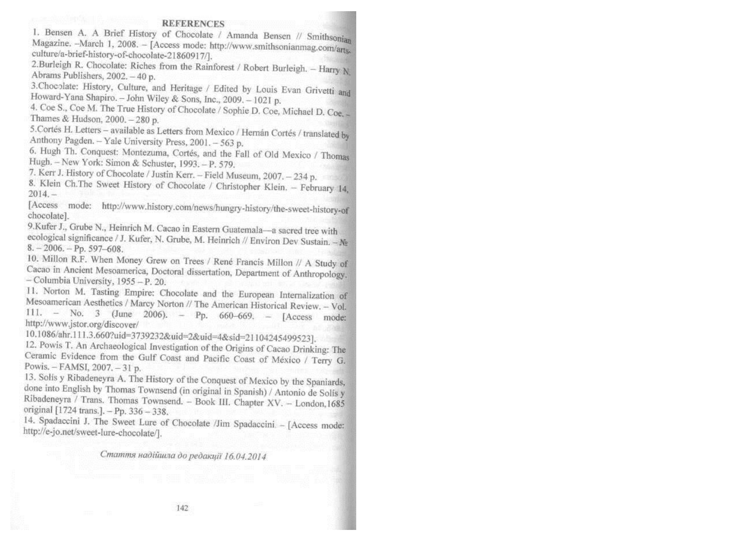## REFERENCES

1. Bensen A. A Brief History of Chocolate / Amanda Bensen // Smithsonian Magazine. –March 1, 2008. – [Access mode: http://www.smithsonianmag.com/arts-culture/a-brief-history-of-chocolate-21860917/].
2. Burleigh R. Chocolate: Riches from the Rainforest / Robert Burleigh. – Harry N. Abrams Publishers, 2002. – 40 p.
3. Chocolate: History, Culture, and Heritage / Edited by Louis Evan Grivetti and Howard-Yana Shapiro. – John Wiley & Sons, Inc., 2009. – 1021 p.
4. Coe S., Coe M. The True History of Chocolate / Sophie D. Coe, Michael D. Coe. – Thames & Hudson, 2000. – 280 p.
5. Cortés H. Letters – available as Letters from Mexico / Hernán Cortés / translated by Anthony Pagden. – Yale University Press, 2001. – 563 p.
6. Hugh Th. Conquest: Montezuma, Cortés, and the Fall of Old Mexico / Thomas Hugh. – New York: Simon & Schuster, 1993. – P. 579.
7. Kerr J. History of Chocolate / Justin Kerr. – Field Museum, 2007. – 234 p.
8. Klein Ch.The Sweet History of Chocolate / Christopher Klein. – February 14, 2014. – [Access mode: http://www.history.com/news/hungry-history/the-sweet-history-of chocolate].
9. Kufer J., Grube N., Heinrich M. Cacao in Eastern Guatemala—a sacred tree with ecological significance / J. Kufer, N. Grube, M. Heinrich // Environ Dev Sustain. – № 8. – 2006. – Pp. 597–608.
10. Millon R.F. When Money Grew on Trees / René Francis Millon // A Study of Cacao in Ancient Mesoamerica, Doctoral dissertation, Department of Anthropology. – Columbia University, 1955 – P. 20.
11. Norton M. Tasting Empire: Chocolate and the European Internalization of Mesoamerican Aesthetics / Marcy Norton // The American Historical Review. – Vol. 111. – No. 3 (June 2006). – Pp. 660–669. – [Access mode: http://www.jstor.org/discover/10.1086/ahr.111.3.660?uid=3739232&uid=2&uid=4&sid=21104245499523].
12. Powis T. An Archaeological Investigation of the Origins of Cacao Drinking: The Ceramic Evidence from the Gulf Coast and Pacific Coast of México / Terry G. Powis. – FAMSI, 2007. – 31 p.
13. Solís y Ribadeneyra A. The History of the Conquest of Mexico by the Spaniards, done into English by Thomas Townsend (in original in Spanish) / Antonio de Solís y Ribadeneyra / Trans. Thomas Townsend. – Book III. Chapter XV. – London,1685 original [1724 trans.]. – Pp. 336 – 338.
14. Spadaccini J. The Sweet Lure of Chocolate /Jim Spadaccini. – [Access mode: http://e-jo.net/sweet-lure-chocolate/].

*Стаття надійшла до редакції 16.04.2014*